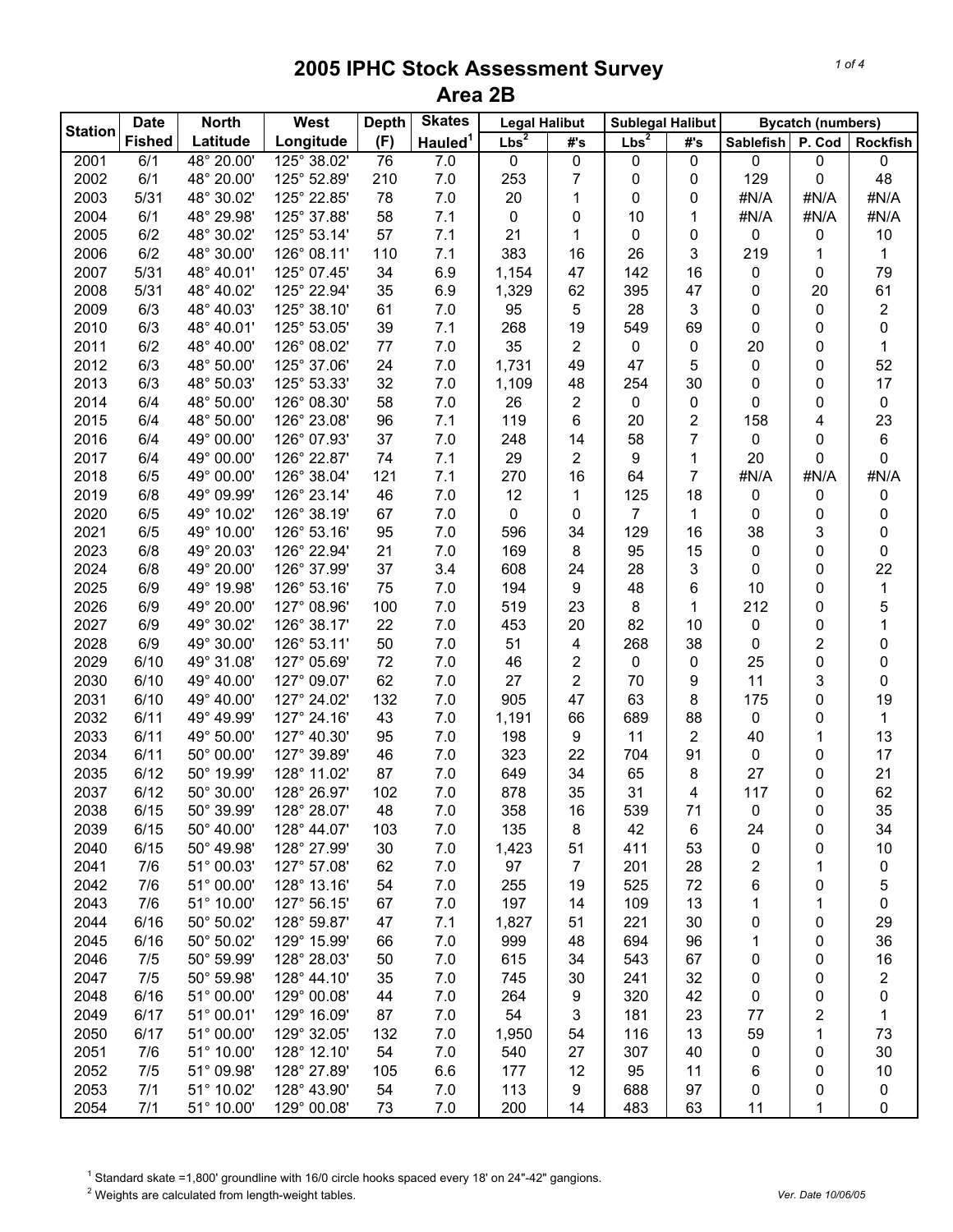# 2005 IPHC Stock Assessment Survey
## Area 2B

| Station | Date Fished | North Latitude | West Longitude | Depth (F) | Skates Hauled[1] | Legal Halibut Lbs[2] | Legal Halibut #'s | Sublegal Halibut Lbs[2] | Sublegal Halibut #'s | Bycatch (numbers) Sablefish | Bycatch (numbers) P. Cod | Bycatch (numbers) Rockfish |
|---|---|---|---|---|---|---|---|---|---|---|---|---|
| 2001 | 6/1 | 48° 20.00' | 125° 38.02' | 76 | 7.0 | 0 | 0 | 0 | 0 | 0 | 0 | 0 |
| 2002 | 6/1 | 48° 20.00' | 125° 52.89' | 210 | 7.0 | 253 | 7 | 0 | 0 | 129 | 0 | 48 |
| 2003 | 5/31 | 48° 30.02' | 125° 22.85' | 78 | 7.0 | 20 | 1 | 0 | 0 | #N/A | #N/A | #N/A |
| 2004 | 6/1 | 48° 29.98' | 125° 37.88' | 58 | 7.1 | 0 | 0 | 10 | 1 | #N/A | #N/A | #N/A |
| 2005 | 6/2 | 48° 30.02' | 125° 53.14' | 57 | 7.1 | 21 | 1 | 0 | 0 | 0 | 0 | 10 |
| 2006 | 6/2 | 48° 30.00' | 126° 08.11' | 110 | 7.1 | 383 | 16 | 26 | 3 | 219 | 1 | 1 |
| 2007 | 5/31 | 48° 40.01' | 125° 07.45' | 34 | 6.9 | 1,154 | 47 | 142 | 16 | 0 | 0 | 79 |
| 2008 | 5/31 | 48° 40.02' | 125° 22.94' | 35 | 6.9 | 1,329 | 62 | 395 | 47 | 0 | 20 | 61 |
| 2009 | 6/3 | 48° 40.03' | 125° 38.10' | 61 | 7.0 | 95 | 5 | 28 | 3 | 0 | 0 | 2 |
| 2010 | 6/3 | 48° 40.01' | 125° 53.05' | 39 | 7.1 | 268 | 19 | 549 | 69 | 0 | 0 | 0 |
| 2011 | 6/2 | 48° 40.00' | 126° 08.02' | 77 | 7.0 | 35 | 2 | 0 | 0 | 20 | 0 | 1 |
| 2012 | 6/3 | 48° 50.00' | 125° 37.06' | 24 | 7.0 | 1,731 | 49 | 47 | 5 | 0 | 0 | 52 |
| 2013 | 6/3 | 48° 50.03' | 125° 53.33' | 32 | 7.0 | 1,109 | 48 | 254 | 30 | 0 | 0 | 17 |
| 2014 | 6/4 | 48° 50.00' | 126° 08.30' | 58 | 7.0 | 26 | 2 | 0 | 0 | 0 | 0 | 0 |
| 2015 | 6/4 | 48° 50.00' | 126° 23.08' | 96 | 7.1 | 119 | 6 | 20 | 2 | 158 | 4 | 23 |
| 2016 | 6/4 | 49° 00.00' | 126° 07.93' | 37 | 7.0 | 248 | 14 | 58 | 7 | 0 | 0 | 6 |
| 2017 | 6/4 | 49° 00.00' | 126° 22.87' | 74 | 7.1 | 29 | 2 | 9 | 1 | 20 | 0 | 0 |
| 2018 | 6/5 | 49° 00.00' | 126° 38.04' | 121 | 7.1 | 270 | 16 | 64 | 7 | #N/A | #N/A | #N/A |
| 2019 | 6/8 | 49° 09.99' | 126° 23.14' | 46 | 7.0 | 12 | 1 | 125 | 18 | 0 | 0 | 0 |
| 2020 | 6/5 | 49° 10.02' | 126° 38.19' | 67 | 7.0 | 0 | 0 | 7 | 1 | 0 | 0 | 0 |
| 2021 | 6/5 | 49° 10.00' | 126° 53.16' | 95 | 7.0 | 596 | 34 | 129 | 16 | 38 | 3 | 0 |
| 2023 | 6/8 | 49° 20.03' | 126° 22.94' | 21 | 7.0 | 169 | 8 | 95 | 15 | 0 | 0 | 0 |
| 2024 | 6/8 | 49° 20.00' | 126° 37.99' | 37 | 3.4 | 608 | 24 | 28 | 3 | 0 | 0 | 22 |
| 2025 | 6/9 | 49° 19.98' | 126° 53.16' | 75 | 7.0 | 194 | 9 | 48 | 6 | 10 | 0 | 1 |
| 2026 | 6/9 | 49° 20.00' | 127° 08.96' | 100 | 7.0 | 519 | 23 | 8 | 1 | 212 | 0 | 5 |
| 2027 | 6/9 | 49° 30.02' | 126° 38.17' | 22 | 7.0 | 453 | 20 | 82 | 10 | 0 | 0 | 1 |
| 2028 | 6/9 | 49° 30.00' | 126° 53.11' | 50 | 7.0 | 51 | 4 | 268 | 38 | 0 | 2 | 0 |
| 2029 | 6/10 | 49° 31.08' | 127° 05.69' | 72 | 7.0 | 46 | 2 | 0 | 0 | 25 | 0 | 0 |
| 2030 | 6/10 | 49° 40.00' | 127° 09.07' | 62 | 7.0 | 27 | 2 | 70 | 9 | 11 | 3 | 0 |
| 2031 | 6/10 | 49° 40.00' | 127° 24.02' | 132 | 7.0 | 905 | 47 | 63 | 8 | 175 | 0 | 19 |
| 2032 | 6/11 | 49° 49.99' | 127° 24.16' | 43 | 7.0 | 1,191 | 66 | 689 | 88 | 0 | 0 | 1 |
| 2033 | 6/11 | 49° 50.00' | 127° 40.30' | 95 | 7.0 | 198 | 9 | 11 | 2 | 40 | 1 | 13 |
| 2034 | 6/11 | 50° 00.00' | 127° 39.89' | 46 | 7.0 | 323 | 22 | 704 | 91 | 0 | 0 | 17 |
| 2035 | 6/12 | 50° 19.99' | 128° 11.02' | 87 | 7.0 | 649 | 34 | 65 | 8 | 27 | 0 | 21 |
| 2037 | 6/12 | 50° 30.00' | 128° 26.97' | 102 | 7.0 | 878 | 35 | 31 | 4 | 117 | 0 | 62 |
| 2038 | 6/15 | 50° 39.99' | 128° 28.07' | 48 | 7.0 | 358 | 16 | 539 | 71 | 0 | 0 | 35 |
| 2039 | 6/15 | 50° 40.00' | 128° 44.07' | 103 | 7.0 | 135 | 8 | 42 | 6 | 24 | 0 | 34 |
| 2040 | 6/15 | 50° 49.98' | 128° 27.99' | 30 | 7.0 | 1,423 | 51 | 411 | 53 | 0 | 0 | 10 |
| 2041 | 7/6 | 51° 00.03' | 127° 57.08' | 62 | 7.0 | 97 | 7 | 201 | 28 | 2 | 1 | 0 |
| 2042 | 7/6 | 51° 00.00' | 128° 13.16' | 54 | 7.0 | 255 | 19 | 525 | 72 | 6 | 0 | 5 |
| 2043 | 7/6 | 51° 10.00' | 127° 56.15' | 67 | 7.0 | 197 | 14 | 109 | 13 | 1 | 1 | 0 |
| 2044 | 6/16 | 50° 50.02' | 128° 59.87' | 47 | 7.1 | 1,827 | 51 | 221 | 30 | 0 | 0 | 29 |
| 2045 | 6/16 | 50° 50.02' | 129° 15.99' | 66 | 7.0 | 999 | 48 | 694 | 96 | 1 | 0 | 36 |
| 2046 | 7/5 | 50° 59.99' | 128° 28.03' | 50 | 7.0 | 615 | 34 | 543 | 67 | 0 | 0 | 16 |
| 2047 | 7/5 | 50° 59.98' | 128° 44.10' | 35 | 7.0 | 745 | 30 | 241 | 32 | 0 | 0 | 2 |
| 2048 | 6/16 | 51° 00.00' | 129° 00.08' | 44 | 7.0 | 264 | 9 | 320 | 42 | 0 | 0 | 0 |
| 2049 | 6/17 | 51° 00.01' | 129° 16.09' | 87 | 7.0 | 54 | 3 | 181 | 23 | 77 | 2 | 1 |
| 2050 | 6/17 | 51° 00.00' | 129° 32.05' | 132 | 7.0 | 1,950 | 54 | 116 | 13 | 59 | 1 | 73 |
| 2051 | 7/6 | 51° 10.00' | 128° 12.10' | 54 | 7.0 | 540 | 27 | 307 | 40 | 0 | 0 | 30 |
| 2052 | 7/5 | 51° 09.98' | 128° 27.89' | 105 | 6.6 | 177 | 12 | 95 | 11 | 6 | 0 | 10 |
| 2053 | 7/1 | 51° 10.02' | 128° 43.90' | 54 | 7.0 | 113 | 9 | 688 | 97 | 0 | 0 | 0 |
| 2054 | 7/1 | 51° 10.00' | 129° 00.08' | 73 | 7.0 | 200 | 14 | 483 | 63 | 11 | 1 | 0 |

[1] Standard skate =1,800' groundline with 16/0 circle hooks spaced every 18' on 24"-42" gangions.

[2] Weights are calculated from length-weight tables.

*Ver. Date 10/06/05*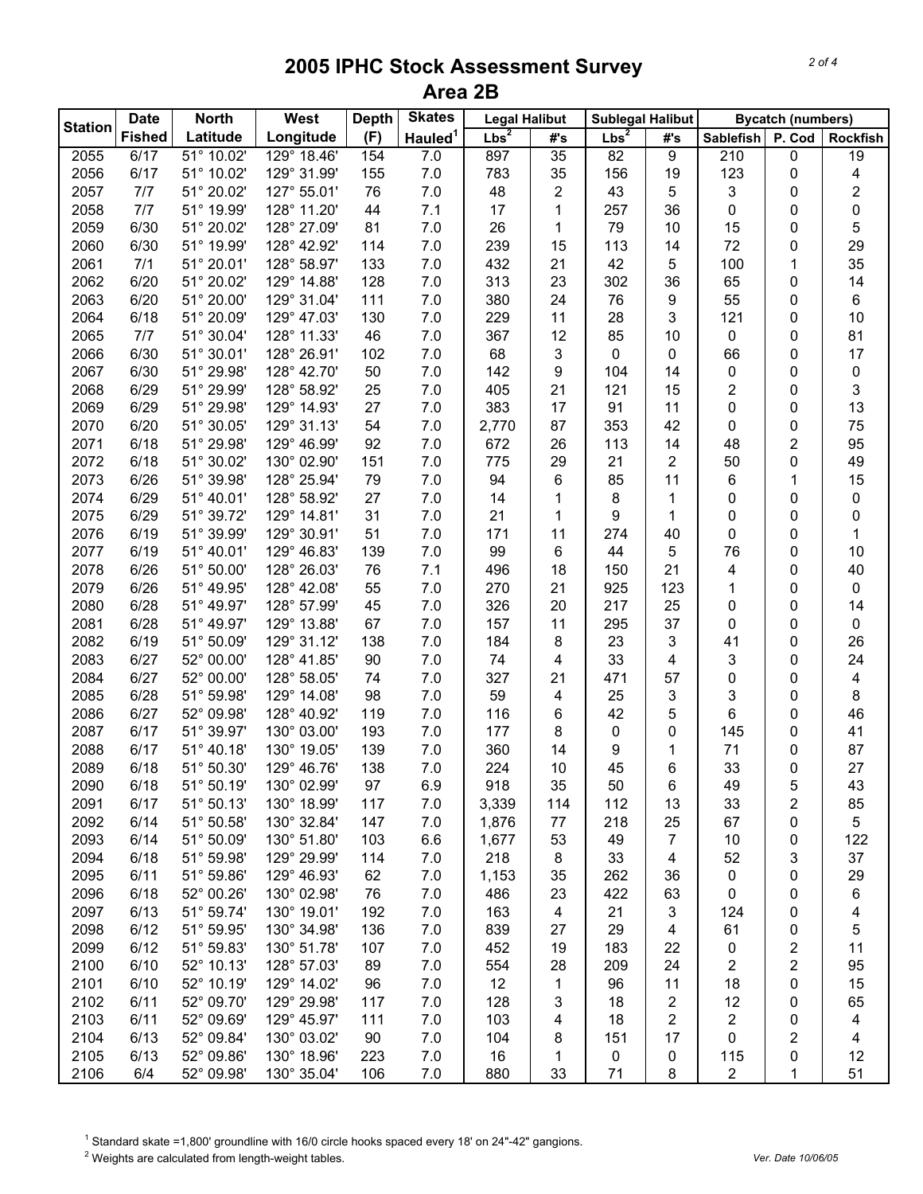# 2005 IPHC Stock Assessment Survey
## Area 2B

| Station | Date Fished | North Latitude | West Longitude | Depth (F) | Skates Hauled[1] | Legal Halibut Lbs[2] | Legal Halibut #'s | Sublegal Halibut Lbs[2] | Sublegal Halibut #'s | Bycatch (numbers) Sablefish | P. Cod | Rockfish |
|---|---|---|---|---|---|---|---|---|---|---|---|---|
| 2055 | 6/17 | 51° 10.02' | 129° 18.46' | 154 | 7.0 | 897 | 35 | 82 | 9 | 210 | 0 | 19 |
| 2056 | 6/17 | 51° 10.02' | 129° 31.99' | 155 | 7.0 | 783 | 35 | 156 | 19 | 123 | 0 | 4 |
| 2057 | 7/7 | 51° 20.02' | 127° 55.01' | 76 | 7.0 | 48 | 2 | 43 | 5 | 3 | 0 | 2 |
| 2058 | 7/7 | 51° 19.99' | 128° 11.20' | 44 | 7.1 | 17 | 1 | 257 | 36 | 0 | 0 | 0 |
| 2059 | 6/30 | 51° 20.02' | 128° 27.09' | 81 | 7.0 | 26 | 1 | 79 | 10 | 15 | 0 | 5 |
| 2060 | 6/30 | 51° 19.99' | 128° 42.92' | 114 | 7.0 | 239 | 15 | 113 | 14 | 72 | 0 | 29 |
| 2061 | 7/1 | 51° 20.01' | 128° 58.97' | 133 | 7.0 | 432 | 21 | 42 | 5 | 100 | 1 | 35 |
| 2062 | 6/20 | 51° 20.02' | 129° 14.88' | 128 | 7.0 | 313 | 23 | 302 | 36 | 65 | 0 | 14 |
| 2063 | 6/20 | 51° 20.00' | 129° 31.04' | 111 | 7.0 | 380 | 24 | 76 | 9 | 55 | 0 | 6 |
| 2064 | 6/18 | 51° 20.09' | 129° 47.03' | 130 | 7.0 | 229 | 11 | 28 | 3 | 121 | 0 | 10 |
| 2065 | 7/7 | 51° 30.04' | 128° 11.33' | 46 | 7.0 | 367 | 12 | 85 | 10 | 0 | 0 | 81 |
| 2066 | 6/30 | 51° 30.01' | 128° 26.91' | 102 | 7.0 | 68 | 3 | 0 | 0 | 66 | 0 | 17 |
| 2067 | 6/30 | 51° 29.98' | 128° 42.70' | 50 | 7.0 | 142 | 9 | 104 | 14 | 0 | 0 | 0 |
| 2068 | 6/29 | 51° 29.99' | 128° 58.92' | 25 | 7.0 | 405 | 21 | 121 | 15 | 2 | 0 | 3 |
| 2069 | 6/29 | 51° 29.98' | 129° 14.93' | 27 | 7.0 | 383 | 17 | 91 | 11 | 0 | 0 | 13 |
| 2070 | 6/20 | 51° 30.05' | 129° 31.13' | 54 | 7.0 | 2,770 | 87 | 353 | 42 | 0 | 0 | 75 |
| 2071 | 6/18 | 51° 29.98' | 129° 46.99' | 92 | 7.0 | 672 | 26 | 113 | 14 | 48 | 2 | 95 |
| 2072 | 6/18 | 51° 30.02' | 130° 02.90' | 151 | 7.0 | 775 | 29 | 21 | 2 | 50 | 0 | 49 |
| 2073 | 6/26 | 51° 39.98' | 128° 25.94' | 79 | 7.0 | 94 | 6 | 85 | 11 | 6 | 1 | 15 |
| 2074 | 6/29 | 51° 40.01' | 128° 58.92' | 27 | 7.0 | 14 | 1 | 8 | 1 | 0 | 0 | 0 |
| 2075 | 6/29 | 51° 39.72' | 129° 14.81' | 31 | 7.0 | 21 | 1 | 9 | 1 | 0 | 0 | 0 |
| 2076 | 6/19 | 51° 39.99' | 129° 30.91' | 51 | 7.0 | 171 | 11 | 274 | 40 | 0 | 0 | 1 |
| 2077 | 6/19 | 51° 40.01' | 129° 46.83' | 139 | 7.0 | 99 | 6 | 44 | 5 | 76 | 0 | 10 |
| 2078 | 6/26 | 51° 50.00' | 128° 26.03' | 76 | 7.1 | 496 | 18 | 150 | 21 | 4 | 0 | 40 |
| 2079 | 6/26 | 51° 49.95' | 128° 42.08' | 55 | 7.0 | 270 | 21 | 925 | 123 | 1 | 0 | 0 |
| 2080 | 6/28 | 51° 49.97' | 128° 57.99' | 45 | 7.0 | 326 | 20 | 217 | 25 | 0 | 0 | 14 |
| 2081 | 6/28 | 51° 49.97' | 129° 13.88' | 67 | 7.0 | 157 | 11 | 295 | 37 | 0 | 0 | 0 |
| 2082 | 6/19 | 51° 50.09' | 129° 31.12' | 138 | 7.0 | 184 | 8 | 23 | 3 | 41 | 0 | 26 |
| 2083 | 6/27 | 52° 00.00' | 128° 41.85' | 90 | 7.0 | 74 | 4 | 33 | 4 | 3 | 0 | 24 |
| 2084 | 6/27 | 52° 00.00' | 128° 58.05' | 74 | 7.0 | 327 | 21 | 471 | 57 | 0 | 0 | 4 |
| 2085 | 6/28 | 51° 59.98' | 129° 14.08' | 98 | 7.0 | 59 | 4 | 25 | 3 | 3 | 0 | 8 |
| 2086 | 6/27 | 52° 09.98' | 128° 40.92' | 119 | 7.0 | 116 | 6 | 42 | 5 | 6 | 0 | 46 |
| 2087 | 6/17 | 51° 39.97' | 130° 03.00' | 193 | 7.0 | 177 | 8 | 0 | 0 | 145 | 0 | 41 |
| 2088 | 6/17 | 51° 40.18' | 130° 19.05' | 139 | 7.0 | 360 | 14 | 9 | 1 | 71 | 0 | 87 |
| 2089 | 6/18 | 51° 50.30' | 129° 46.76' | 138 | 7.0 | 224 | 10 | 45 | 6 | 33 | 0 | 27 |
| 2090 | 6/18 | 51° 50.19' | 130° 02.99' | 97 | 6.9 | 918 | 35 | 50 | 6 | 49 | 5 | 43 |
| 2091 | 6/17 | 51° 50.13' | 130° 18.99' | 117 | 7.0 | 3,339 | 114 | 112 | 13 | 33 | 2 | 85 |
| 2092 | 6/14 | 51° 50.58' | 130° 32.84' | 147 | 7.0 | 1,876 | 77 | 218 | 25 | 67 | 0 | 5 |
| 2093 | 6/14 | 51° 50.09' | 130° 51.80' | 103 | 6.6 | 1,677 | 53 | 49 | 7 | 10 | 0 | 122 |
| 2094 | 6/18 | 51° 59.98' | 129° 29.99' | 114 | 7.0 | 218 | 8 | 33 | 4 | 52 | 3 | 37 |
| 2095 | 6/11 | 51° 59.86' | 129° 46.93' | 62 | 7.0 | 1,153 | 35 | 262 | 36 | 0 | 0 | 29 |
| 2096 | 6/18 | 52° 00.26' | 130° 02.98' | 76 | 7.0 | 486 | 23 | 422 | 63 | 0 | 0 | 6 |
| 2097 | 6/13 | 51° 59.74' | 130° 19.01' | 192 | 7.0 | 163 | 4 | 21 | 3 | 124 | 0 | 4 |
| 2098 | 6/12 | 51° 59.95' | 130° 34.98' | 136 | 7.0 | 839 | 27 | 29 | 4 | 61 | 0 | 5 |
| 2099 | 6/12 | 51° 59.83' | 130° 51.78' | 107 | 7.0 | 452 | 19 | 183 | 22 | 0 | 2 | 11 |
| 2100 | 6/10 | 52° 10.13' | 128° 57.03' | 89 | 7.0 | 554 | 28 | 209 | 24 | 2 | 2 | 95 |
| 2101 | 6/10 | 52° 10.19' | 129° 14.02' | 96 | 7.0 | 12 | 1 | 96 | 11 | 18 | 0 | 15 |
| 2102 | 6/11 | 52° 09.70' | 129° 29.98' | 117 | 7.0 | 128 | 3 | 18 | 2 | 12 | 0 | 65 |
| 2103 | 6/11 | 52° 09.69' | 129° 45.97' | 111 | 7.0 | 103 | 4 | 18 | 2 | 2 | 0 | 4 |
| 2104 | 6/13 | 52° 09.84' | 130° 03.02' | 90 | 7.0 | 104 | 8 | 151 | 17 | 0 | 2 | 4 |
| 2105 | 6/13 | 52° 09.86' | 130° 18.96' | 223 | 7.0 | 16 | 1 | 0 | 0 | 115 | 0 | 12 |
| 2106 | 6/4 | 52° 09.98' | 130° 35.04' | 106 | 7.0 | 880 | 33 | 71 | 8 | 2 | 1 | 51 |

[1] Standard skate =1,800' groundline with 16/0 circle hooks spaced every 18' on 24"-42" gangions.

[2] Weights are calculated from length-weight tables.

Ver. Date 10/06/05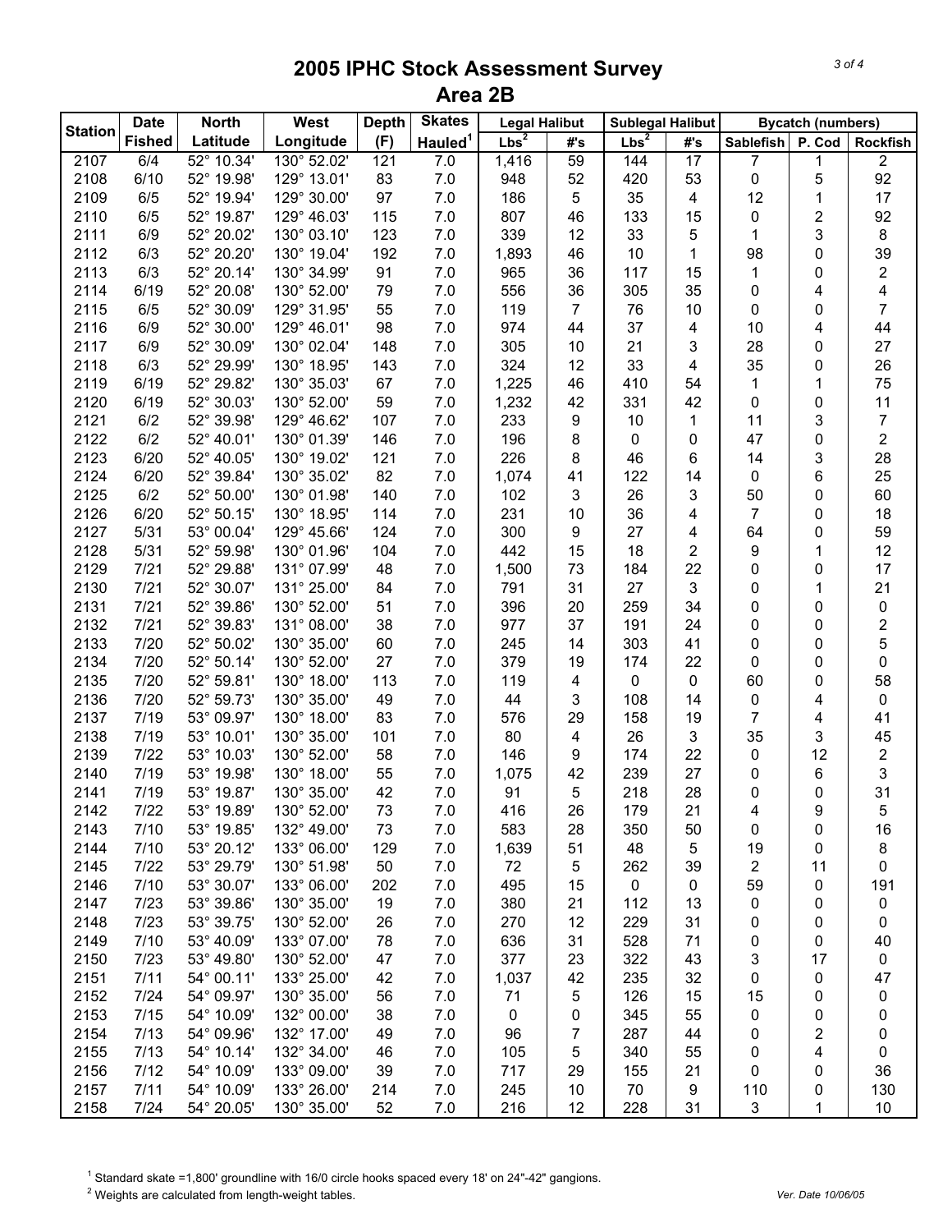# 2005 IPHC Stock Assessment Survey
## Area 2B

| Station | Date | North | West | Depth | Skates | Legal Halibut | | Sublegal Halibut | | Bycatch (numbers) | | |
|---|---|---|---|---|---|---|---|---|---|---|---|---|
| | Fished | Latitude | Longitude | (F) | Hauled[1] | Lbs[2] | #'s | Lbs[2] | #'s | Sablefish | P. Cod | Rockfish |
| 2107 | 6/4 | 52° 10.34' | 130° 52.02' | 121 | 7.0 | 1,416 | 59 | 144 | 17 | 7 | 1 | 2 |
| 2108 | 6/10 | 52° 19.98' | 129° 13.01' | 83 | 7.0 | 948 | 52 | 420 | 53 | 0 | 5 | 92 |
| 2109 | 6/5 | 52° 19.94' | 129° 30.00' | 97 | 7.0 | 186 | 5 | 35 | 4 | 12 | 1 | 17 |
| 2110 | 6/5 | 52° 19.87' | 129° 46.03' | 115 | 7.0 | 807 | 46 | 133 | 15 | 0 | 2 | 92 |
| 2111 | 6/9 | 52° 20.02' | 130° 03.10' | 123 | 7.0 | 339 | 12 | 33 | 5 | 1 | 3 | 8 |
| 2112 | 6/3 | 52° 20.20' | 130° 19.04' | 192 | 7.0 | 1,893 | 46 | 10 | 1 | 98 | 0 | 39 |
| 2113 | 6/3 | 52° 20.14' | 130° 34.99' | 91 | 7.0 | 965 | 36 | 117 | 15 | 1 | 0 | 2 |
| 2114 | 6/19 | 52° 20.08' | 130° 52.00' | 79 | 7.0 | 556 | 36 | 305 | 35 | 0 | 4 | 4 |
| 2115 | 6/5 | 52° 30.09' | 129° 31.95' | 55 | 7.0 | 119 | 7 | 76 | 10 | 0 | 0 | 7 |
| 2116 | 6/9 | 52° 30.00' | 129° 46.01' | 98 | 7.0 | 974 | 44 | 37 | 4 | 10 | 4 | 44 |
| 2117 | 6/9 | 52° 30.09' | 130° 02.04' | 148 | 7.0 | 305 | 10 | 21 | 3 | 28 | 0 | 27 |
| 2118 | 6/3 | 52° 29.99' | 130° 18.95' | 143 | 7.0 | 324 | 12 | 33 | 4 | 35 | 0 | 26 |
| 2119 | 6/19 | 52° 29.82' | 130° 35.03' | 67 | 7.0 | 1,225 | 46 | 410 | 54 | 1 | 1 | 75 |
| 2120 | 6/19 | 52° 30.03' | 130° 52.00' | 59 | 7.0 | 1,232 | 42 | 331 | 42 | 0 | 0 | 11 |
| 2121 | 6/2 | 52° 39.98' | 129° 46.62' | 107 | 7.0 | 233 | 9 | 10 | 1 | 11 | 3 | 7 |
| 2122 | 6/2 | 52° 40.01' | 130° 01.39' | 146 | 7.0 | 196 | 8 | 0 | 0 | 47 | 0 | 2 |
| 2123 | 6/20 | 52° 40.05' | 130° 19.02' | 121 | 7.0 | 226 | 8 | 46 | 6 | 14 | 3 | 28 |
| 2124 | 6/20 | 52° 39.84' | 130° 35.02' | 82 | 7.0 | 1,074 | 41 | 122 | 14 | 0 | 6 | 25 |
| 2125 | 6/2 | 52° 50.00' | 130° 01.98' | 140 | 7.0 | 102 | 3 | 26 | 3 | 50 | 0 | 60 |
| 2126 | 6/20 | 52° 50.15' | 130° 18.95' | 114 | 7.0 | 231 | 10 | 36 | 4 | 7 | 0 | 18 |
| 2127 | 5/31 | 53° 00.04' | 129° 45.66' | 124 | 7.0 | 300 | 9 | 27 | 4 | 64 | 0 | 59 |
| 2128 | 5/31 | 52° 59.98' | 130° 01.96' | 104 | 7.0 | 442 | 15 | 18 | 2 | 9 | 1 | 12 |
| 2129 | 7/21 | 52° 29.88' | 131° 07.99' | 48 | 7.0 | 1,500 | 73 | 184 | 22 | 0 | 0 | 17 |
| 2130 | 7/21 | 52° 30.07' | 131° 25.00' | 84 | 7.0 | 791 | 31 | 27 | 3 | 0 | 1 | 21 |
| 2131 | 7/21 | 52° 39.86' | 130° 52.00' | 51 | 7.0 | 396 | 20 | 259 | 34 | 0 | 0 | 0 |
| 2132 | 7/21 | 52° 39.83' | 131° 08.00' | 38 | 7.0 | 977 | 37 | 191 | 24 | 0 | 0 | 2 |
| 2133 | 7/20 | 52° 50.02' | 130° 35.00' | 60 | 7.0 | 245 | 14 | 303 | 41 | 0 | 0 | 5 |
| 2134 | 7/20 | 52° 50.14' | 130° 52.00' | 27 | 7.0 | 379 | 19 | 174 | 22 | 0 | 0 | 0 |
| 2135 | 7/20 | 52° 59.81' | 130° 18.00' | 113 | 7.0 | 119 | 4 | 0 | 0 | 60 | 0 | 58 |
| 2136 | 7/20 | 52° 59.73' | 130° 35.00' | 49 | 7.0 | 44 | 3 | 108 | 14 | 0 | 4 | 0 |
| 2137 | 7/19 | 53° 09.97' | 130° 18.00' | 83 | 7.0 | 576 | 29 | 158 | 19 | 7 | 4 | 41 |
| 2138 | 7/19 | 53° 10.01' | 130° 35.00' | 101 | 7.0 | 80 | 4 | 26 | 3 | 35 | 3 | 45 |
| 2139 | 7/22 | 53° 10.03' | 130° 52.00' | 58 | 7.0 | 146 | 9 | 174 | 22 | 0 | 12 | 2 |
| 2140 | 7/19 | 53° 19.98' | 130° 18.00' | 55 | 7.0 | 1,075 | 42 | 239 | 27 | 0 | 6 | 3 |
| 2141 | 7/19 | 53° 19.87' | 130° 35.00' | 42 | 7.0 | 91 | 5 | 218 | 28 | 0 | 0 | 31 |
| 2142 | 7/22 | 53° 19.89' | 130° 52.00' | 73 | 7.0 | 416 | 26 | 179 | 21 | 4 | 9 | 5 |
| 2143 | 7/10 | 53° 19.85' | 132° 49.00' | 73 | 7.0 | 583 | 28 | 350 | 50 | 0 | 0 | 16 |
| 2144 | 7/10 | 53° 20.12' | 133° 06.00' | 129 | 7.0 | 1,639 | 51 | 48 | 5 | 19 | 0 | 8 |
| 2145 | 7/22 | 53° 29.79' | 130° 51.98' | 50 | 7.0 | 72 | 5 | 262 | 39 | 2 | 11 | 0 |
| 2146 | 7/10 | 53° 30.07' | 133° 06.00' | 202 | 7.0 | 495 | 15 | 0 | 0 | 59 | 0 | 191 |
| 2147 | 7/23 | 53° 39.86' | 130° 35.00' | 19 | 7.0 | 380 | 21 | 112 | 13 | 0 | 0 | 0 |
| 2148 | 7/23 | 53° 39.75' | 130° 52.00' | 26 | 7.0 | 270 | 12 | 229 | 31 | 0 | 0 | 0 |
| 2149 | 7/10 | 53° 40.09' | 133° 07.00' | 78 | 7.0 | 636 | 31 | 528 | 71 | 0 | 0 | 40 |
| 2150 | 7/23 | 53° 49.80' | 130° 52.00' | 47 | 7.0 | 377 | 23 | 322 | 43 | 3 | 17 | 0 |
| 2151 | 7/11 | 54° 00.11' | 133° 25.00' | 42 | 7.0 | 1,037 | 42 | 235 | 32 | 0 | 0 | 47 |
| 2152 | 7/24 | 54° 09.97' | 130° 35.00' | 56 | 7.0 | 71 | 5 | 126 | 15 | 15 | 0 | 0 |
| 2153 | 7/15 | 54° 10.09' | 132° 00.00' | 38 | 7.0 | 0 | 0 | 345 | 55 | 0 | 0 | 0 |
| 2154 | 7/13 | 54° 09.96' | 132° 17.00' | 49 | 7.0 | 96 | 7 | 287 | 44 | 0 | 2 | 0 |
| 2155 | 7/13 | 54° 10.14' | 132° 34.00' | 46 | 7.0 | 105 | 5 | 340 | 55 | 0 | 4 | 0 |
| 2156 | 7/12 | 54° 10.09' | 133° 09.00' | 39 | 7.0 | 717 | 29 | 155 | 21 | 0 | 0 | 36 |
| 2157 | 7/11 | 54° 10.09' | 133° 26.00' | 214 | 7.0 | 245 | 10 | 70 | 9 | 110 | 0 | 130 |
| 2158 | 7/24 | 54° 20.05' | 130° 35.00' | 52 | 7.0 | 216 | 12 | 228 | 31 | 3 | 1 | 10 |

[1] Standard skate =1,800' groundline with 16/0 circle hooks spaced every 18' on 24"-42" gangions.

[2] Weights are calculated from length-weight tables.

*Ver. Date 10/06/05*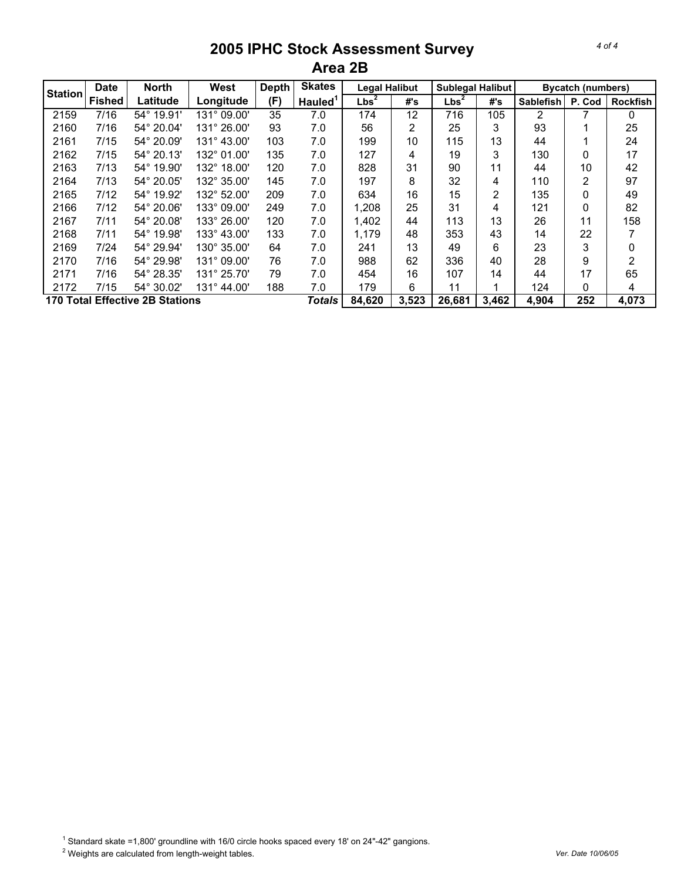# 2005 IPHC Stock Assessment Survey
## Area 2B

| Station | Date Fished | North Latitude | West Longitude | Depth (F) | Skates Hauled[1] | Legal Halibut | | Sublegal Halibut | | Bycatch (numbers) | | |
|---|---|---|---|---|---|---|---|---|---|---|---|---|
| | | | | | | Lbs[2] | #'s | Lbs[2] | #'s | Sablefish | P. Cod | Rockfish |
| 2159 | 7/16 | 54° 19.91' | 131° 09.00' | 35 | 7.0 | 174 | 12 | 716 | 105 | 2 | 7 | 0 |
| 2160 | 7/16 | 54° 20.04' | 131° 26.00' | 93 | 7.0 | 56 | 2 | 25 | 3 | 93 | 1 | 25 |
| 2161 | 7/15 | 54° 20.09' | 131° 43.00' | 103 | 7.0 | 199 | 10 | 115 | 13 | 44 | 1 | 24 |
| 2162 | 7/15 | 54° 20.13' | 132° 01.00' | 135 | 7.0 | 127 | 4 | 19 | 3 | 130 | 0 | 17 |
| 2163 | 7/13 | 54° 19.90' | 132° 18.00' | 120 | 7.0 | 828 | 31 | 90 | 11 | 44 | 10 | 42 |
| 2164 | 7/13 | 54° 20.05' | 132° 35.00' | 145 | 7.0 | 197 | 8 | 32 | 4 | 110 | 2 | 97 |
| 2165 | 7/12 | 54° 19.92' | 132° 52.00' | 209 | 7.0 | 634 | 16 | 15 | 2 | 135 | 0 | 49 |
| 2166 | 7/12 | 54° 20.06' | 133° 09.00' | 249 | 7.0 | 1,208 | 25 | 31 | 4 | 121 | 0 | 82 |
| 2167 | 7/11 | 54° 20.08' | 133° 26.00' | 120 | 7.0 | 1,402 | 44 | 113 | 13 | 26 | 11 | 158 |
| 2168 | 7/11 | 54° 19.98' | 133° 43.00' | 133 | 7.0 | 1,179 | 48 | 353 | 43 | 14 | 22 | 7 |
| 2169 | 7/24 | 54° 29.94' | 130° 35.00' | 64 | 7.0 | 241 | 13 | 49 | 6 | 23 | 3 | 0 |
| 2170 | 7/16 | 54° 29.98' | 131° 09.00' | 76 | 7.0 | 988 | 62 | 336 | 40 | 28 | 9 | 2 |
| 2171 | 7/16 | 54° 28.35' | 131° 25.70' | 79 | 7.0 | 454 | 16 | 107 | 14 | 44 | 17 | 65 |
| 2172 | 7/15 | 54° 30.02' | 131° 44.00' | 188 | 7.0 | 179 | 6 | 11 | 1 | 124 | 0 | 4 |
| **170 Total Effective 2B Stations** | | | | | ***Totals*** | **84,620** | **3,523** | **26,681** | **3,462** | **4,904** | **252** | **4,073** |

[1] Standard skate =1,800' groundline with 16/0 circle hooks spaced every 18' on 24"-42" gangions.

[2] Weights are calculated from length-weight tables.

*Ver. Date 10/06/05*